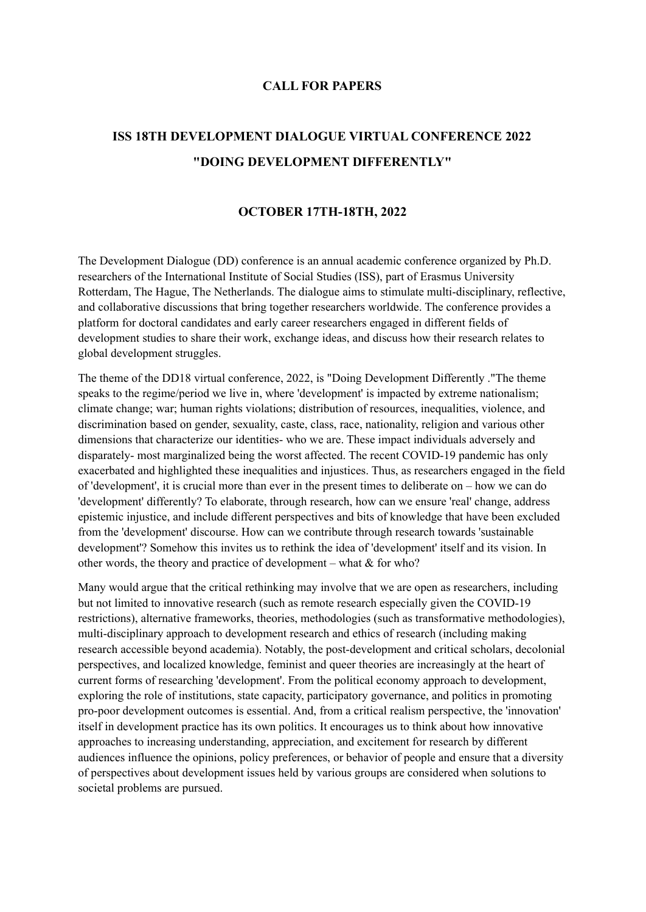# CALL FOR PAPERS

## ISS 18TH DEVELOPMENT DIALOGUE VIRTUAL CONFERENCE 2022 "DOING DEVELOPMENT DIFFERENTLY"

### OCTOBER 17TH-18TH, 2022

The Development Dialogue (DD) conference is an annual academic conference organized by Ph.D. researchers of the International Institute of Social Studies (ISS), part of Erasmus University Rotterdam, The Hague, The Netherlands. The dialogue aims to stimulate multi-disciplinary, reflective, and collaborative discussions that bring together researchers worldwide. The conference provides a platform for doctoral candidates and early career researchers engaged in different fields of development studies to share their work, exchange ideas, and discuss how their research relates to global development struggles.

The theme of the DD18 virtual conference, 2022, is "Doing Development Differently ."The theme speaks to the regime/period we live in, where 'development' is impacted by extreme nationalism; climate change; war; human rights violations; distribution of resources, inequalities, violence, and discrimination based on gender, sexuality, caste, class, race, nationality, religion and various other dimensions that characterize our identities- who we are. These impact individuals adversely and disparately- most marginalized being the worst affected. The recent COVID-19 pandemic has only exacerbated and highlighted these inequalities and injustices. Thus, as researchers engaged in the field of 'development', it is crucial more than ever in the present times to deliberate on – how we can do 'development' differently? To elaborate, through research, how can we ensure 'real' change, address epistemic injustice, and include different perspectives and bits of knowledge that have been excluded from the 'development' discourse. How can we contribute through research towards 'sustainable development'? Somehow this invites us to rethink the idea of 'development' itself and its vision. In other words, the theory and practice of development – what & for who?

Many would argue that the critical rethinking may involve that we are open as researchers, including but not limited to innovative research (such as remote research especially given the COVID-19 restrictions), alternative frameworks, theories, methodologies (such as transformative methodologies), multi-disciplinary approach to development research and ethics of research (including making research accessible beyond academia). Notably, the post-development and critical scholars, decolonial perspectives, and localized knowledge, feminist and queer theories are increasingly at the heart of current forms of researching 'development'. From the political economy approach to development, exploring the role of institutions, state capacity, participatory governance, and politics in promoting pro-poor development outcomes is essential. And, from a critical realism perspective, the 'innovation' itself in development practice has its own politics. It encourages us to think about how innovative approaches to increasing understanding, appreciation, and excitement for research by different audiences influence the opinions, policy preferences, or behavior of people and ensure that a diversity of perspectives about development issues held by various groups are considered when solutions to societal problems are pursued.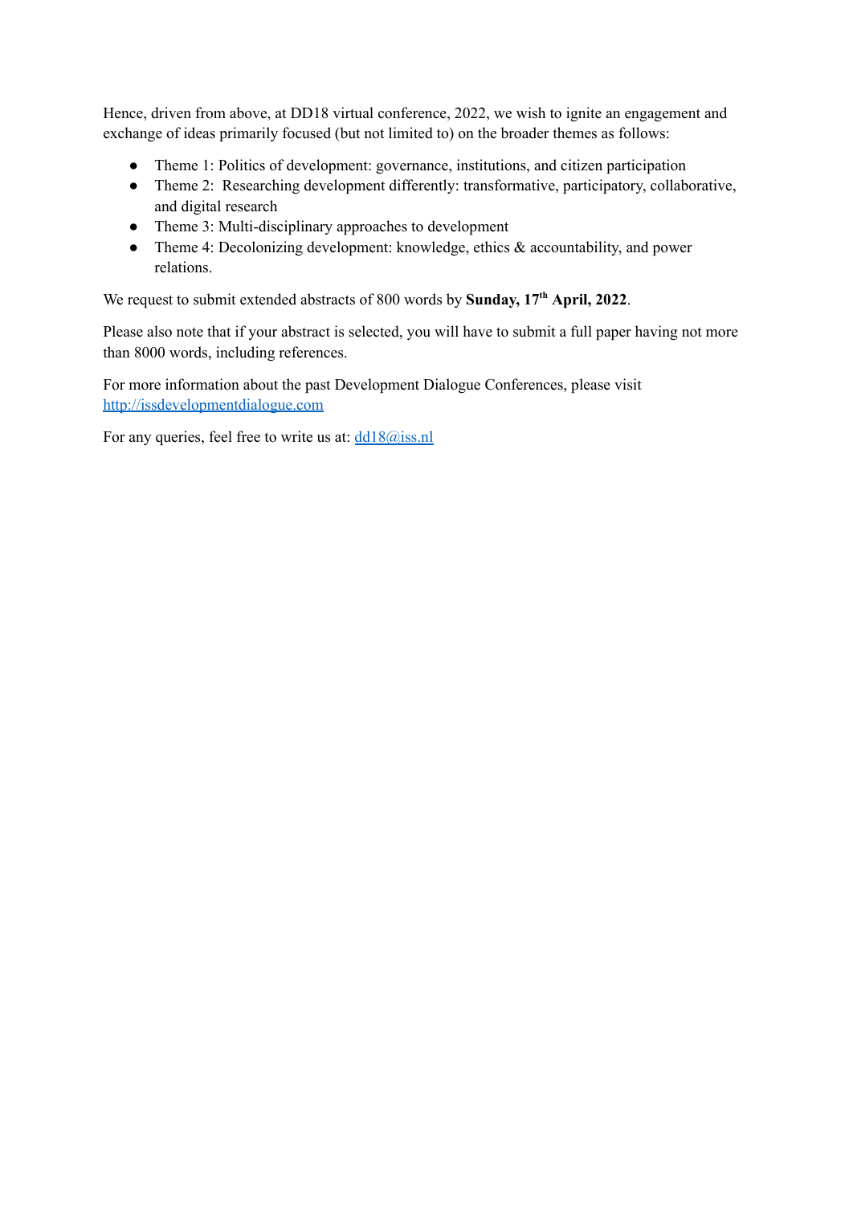Hence, driven from above, at DD18 virtual conference, 2022, we wish to ignite an engagement and exchange of ideas primarily focused (but not limited to) on the broader themes as follows:

- Theme 1: Politics of development: governance, institutions, and citizen participation
- Theme 2: Researching development differently: transformative, participatory, collaborative, and digital research
- Theme 3: Multi-disciplinary approaches to development
- Theme 4: Decolonizing development: knowledge, ethics & accountability, and power relations.

We request to submit extended abstracts of 800 words by **Sunday, 17th April, 2022**.

Please also note that if your abstract is selected, you will have to submit a full paper having not more than 8000 words, including references.

For more information about the past Development Dialogue Conferences, please visit [http://issdevelopmentdialogue.com](http://issdevelopmentdialogue.com)

For any queries, feel free to write us at: [dd18@iss.nl](mailto:dd18@iss.nl)